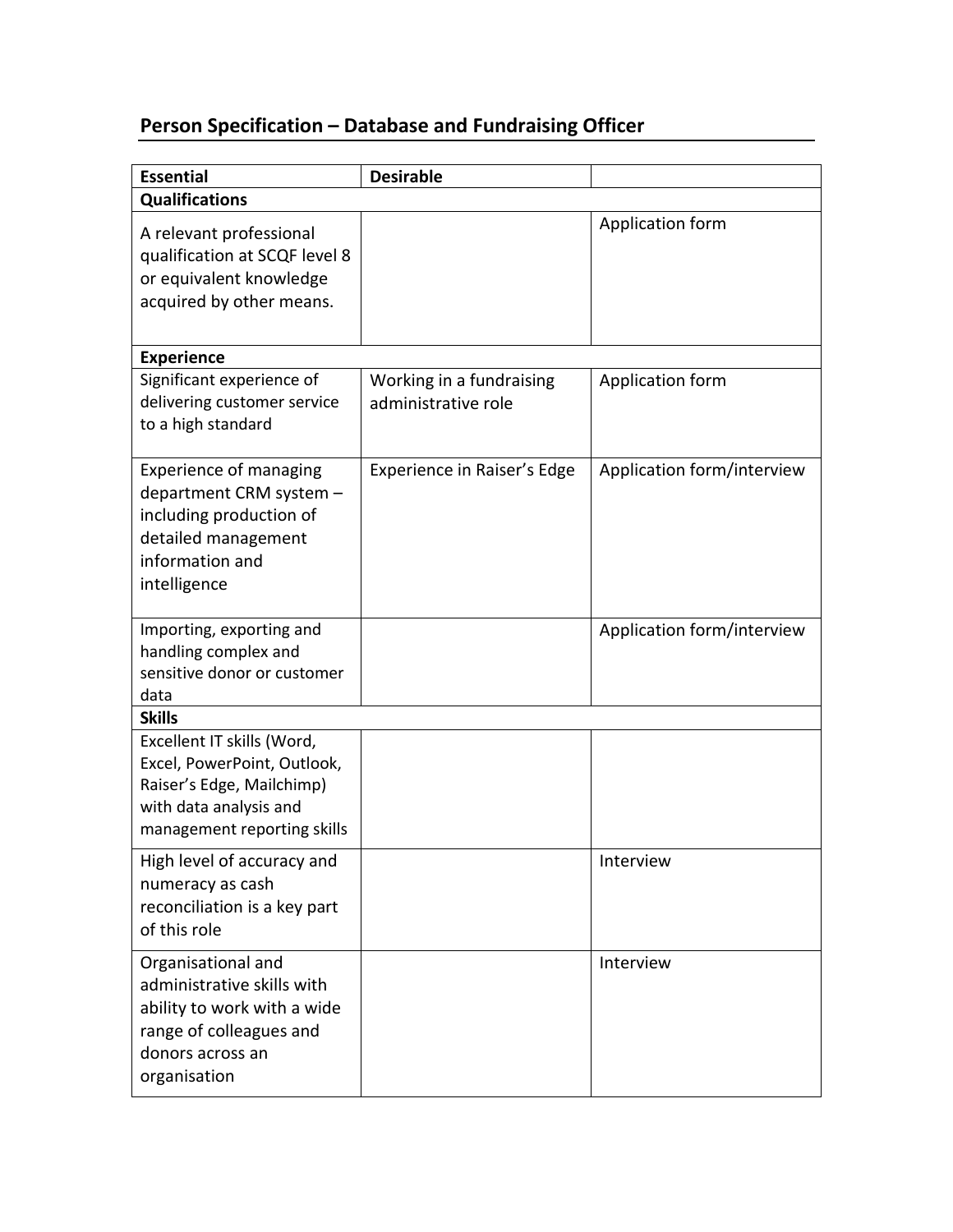## Person Specification – Database and Fundraising Officer

| Essential | Desirable | |
|---|---|---|
| **Qualifications** | | |
| A relevant professional qualification at SCQF level 8 or equivalent knowledge acquired by other means. | | Application form |
| **Experience** | | |
| Significant experience of delivering customer service to a high standard | Working in a fundraising administrative role | Application form |
| Experience of managing department CRM system – including production of detailed management information and intelligence | Experience in Raiser's Edge | Application form/interview |
| Importing, exporting and handling complex and sensitive donor or customer data | | Application form/interview |
| **Skills** | | |
| Excellent IT skills (Word, Excel, PowerPoint, Outlook, Raiser's Edge, Mailchimp) with data analysis and management reporting skills | | |
| High level of accuracy and numeracy as cash reconciliation is a key part of this role | | Interview |
| Organisational and administrative skills with ability to work with a wide range of colleagues and donors across an organisation | | Interview |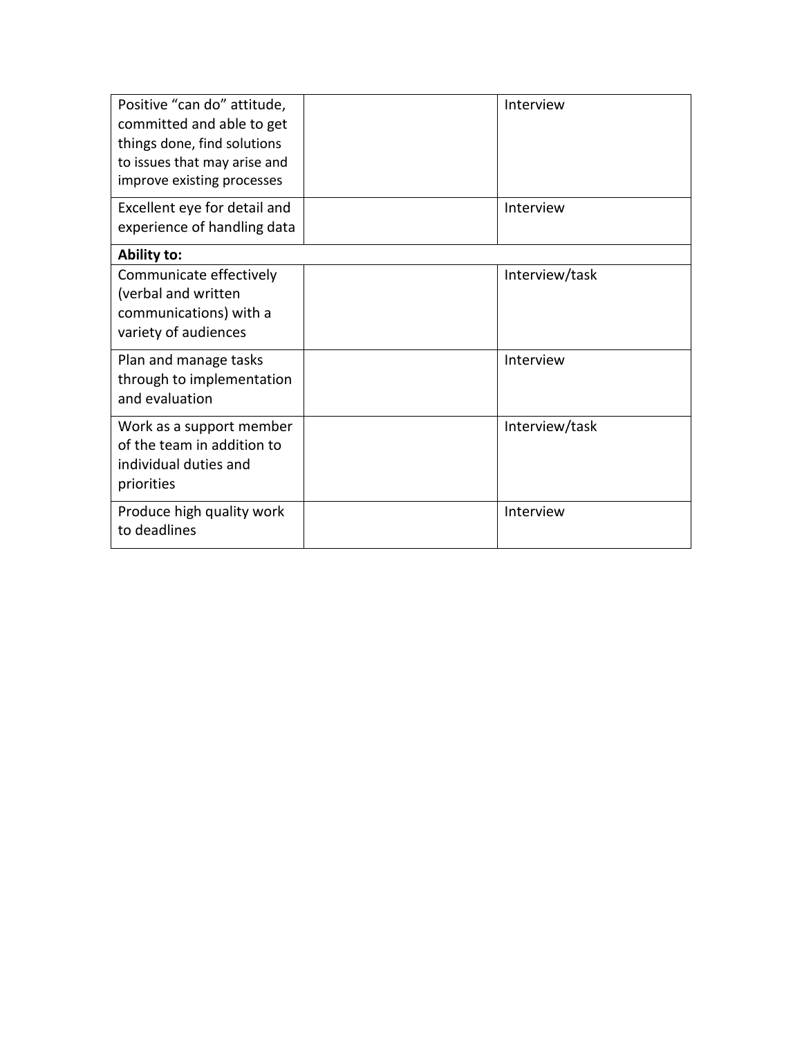| | | |
|---|---|---|
| Positive “can do” attitude, committed and able to get things done, find solutions to issues that may arise and improve existing processes | | Interview |
| Excellent eye for detail and experience of handling data | | Interview |
| **Ability to:** | | |
| Communicate effectively (verbal and written communications) with a variety of audiences | | Interview/task |
| Plan and manage tasks through to implementation and evaluation | | Interview |
| Work as a support member of the team in addition to individual duties and priorities | | Interview/task |
| Produce high quality work to deadlines | | Interview |